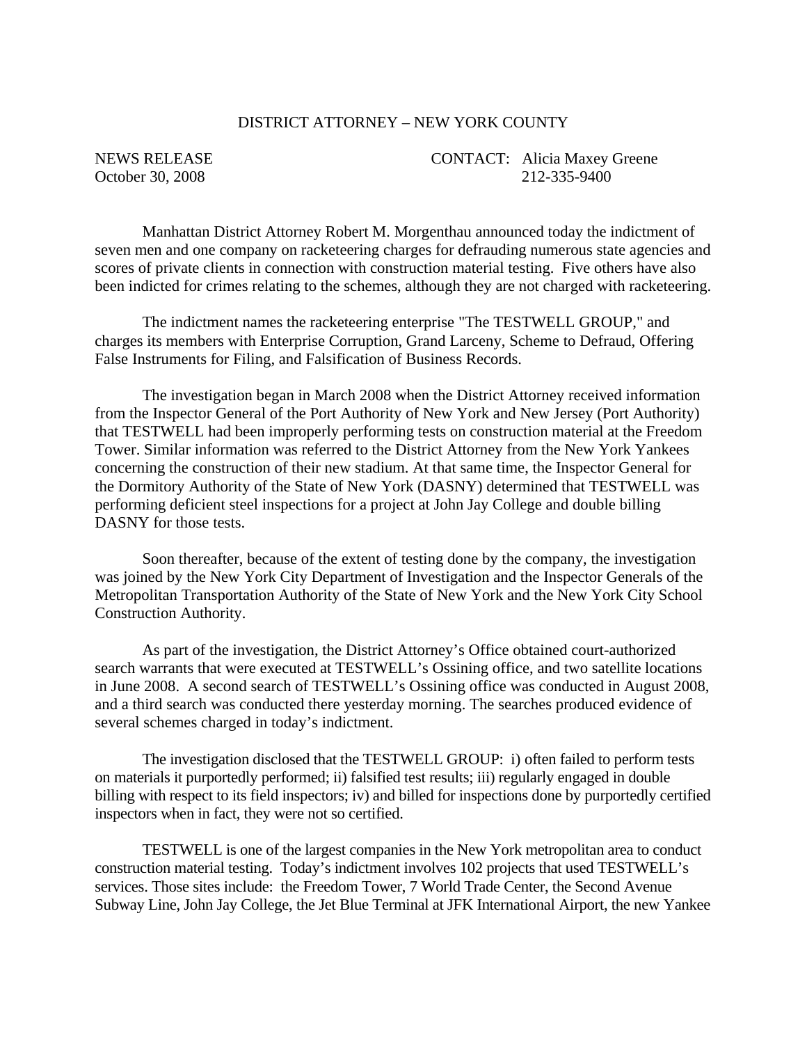DISTRICT ATTORNEY – NEW YORK COUNTY

NEWS RELEASE
October 30, 2008

CONTACT: Alicia Maxey Greene
212-335-9400

Manhattan District Attorney Robert M. Morgenthau announced today the indictment of seven men and one company on racketeering charges for defrauding numerous state agencies and scores of private clients in connection with construction material testing. Five others have also been indicted for crimes relating to the schemes, although they are not charged with racketeering.

The indictment names the racketeering enterprise "The TESTWELL GROUP," and charges its members with Enterprise Corruption, Grand Larceny, Scheme to Defraud, Offering False Instruments for Filing, and Falsification of Business Records.

The investigation began in March 2008 when the District Attorney received information from the Inspector General of the Port Authority of New York and New Jersey (Port Authority) that TESTWELL had been improperly performing tests on construction material at the Freedom Tower. Similar information was referred to the District Attorney from the New York Yankees concerning the construction of their new stadium. At that same time, the Inspector General for the Dormitory Authority of the State of New York (DASNY) determined that TESTWELL was performing deficient steel inspections for a project at John Jay College and double billing DASNY for those tests.

Soon thereafter, because of the extent of testing done by the company, the investigation was joined by the New York City Department of Investigation and the Inspector Generals of the Metropolitan Transportation Authority of the State of New York and the New York City School Construction Authority.

As part of the investigation, the District Attorney's Office obtained court-authorized search warrants that were executed at TESTWELL's Ossining office, and two satellite locations in June 2008. A second search of TESTWELL's Ossining office was conducted in August 2008, and a third search was conducted there yesterday morning. The searches produced evidence of several schemes charged in today's indictment.

The investigation disclosed that the TESTWELL GROUP: i) often failed to perform tests on materials it purportedly performed; ii) falsified test results; iii) regularly engaged in double billing with respect to its field inspectors; iv) and billed for inspections done by purportedly certified inspectors when in fact, they were not so certified.

TESTWELL is one of the largest companies in the New York metropolitan area to conduct construction material testing. Today's indictment involves 102 projects that used TESTWELL's services. Those sites include: the Freedom Tower, 7 World Trade Center, the Second Avenue Subway Line, John Jay College, the Jet Blue Terminal at JFK International Airport, the new Yankee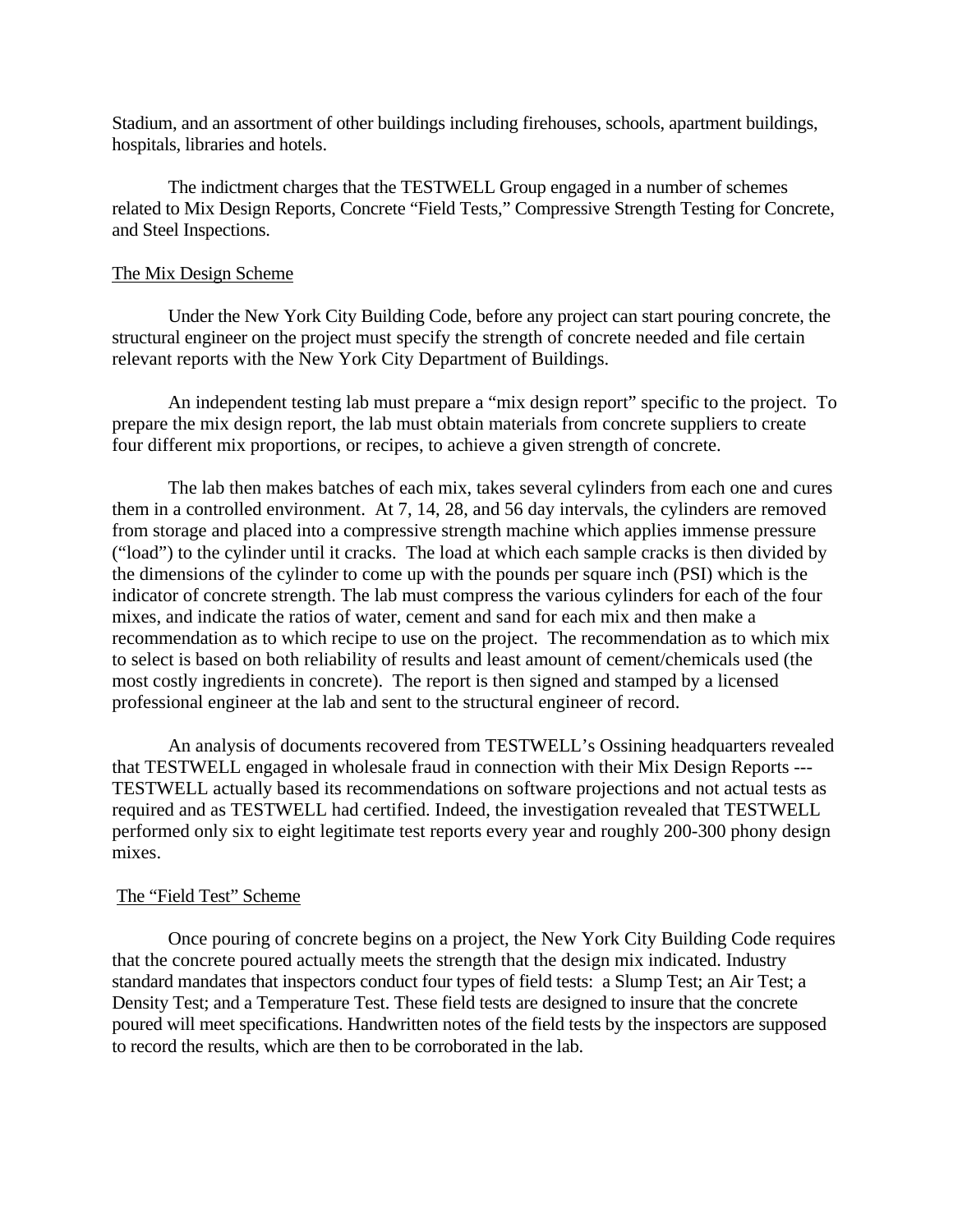Stadium, and an assortment of other buildings including firehouses, schools, apartment buildings, hospitals, libraries and hotels.

The indictment charges that the TESTWELL Group engaged in a number of schemes related to Mix Design Reports, Concrete "Field Tests," Compressive Strength Testing for Concrete, and Steel Inspections.

The Mix Design Scheme

Under the New York City Building Code, before any project can start pouring concrete, the structural engineer on the project must specify the strength of concrete needed and file certain relevant reports with the New York City Department of Buildings.

An independent testing lab must prepare a "mix design report" specific to the project. To prepare the mix design report, the lab must obtain materials from concrete suppliers to create four different mix proportions, or recipes, to achieve a given strength of concrete.

The lab then makes batches of each mix, takes several cylinders from each one and cures them in a controlled environment. At 7, 14, 28, and 56 day intervals, the cylinders are removed from storage and placed into a compressive strength machine which applies immense pressure ("load") to the cylinder until it cracks. The load at which each sample cracks is then divided by the dimensions of the cylinder to come up with the pounds per square inch (PSI) which is the indicator of concrete strength. The lab must compress the various cylinders for each of the four mixes, and indicate the ratios of water, cement and sand for each mix and then make a recommendation as to which recipe to use on the project. The recommendation as to which mix to select is based on both reliability of results and least amount of cement/chemicals used (the most costly ingredients in concrete). The report is then signed and stamped by a licensed professional engineer at the lab and sent to the structural engineer of record.

An analysis of documents recovered from TESTWELL's Ossining headquarters revealed that TESTWELL engaged in wholesale fraud in connection with their Mix Design Reports --- TESTWELL actually based its recommendations on software projections and not actual tests as required and as TESTWELL had certified. Indeed, the investigation revealed that TESTWELL performed only six to eight legitimate test reports every year and roughly 200-300 phony design mixes.

The "Field Test" Scheme

Once pouring of concrete begins on a project, the New York City Building Code requires that the concrete poured actually meets the strength that the design mix indicated. Industry standard mandates that inspectors conduct four types of field tests: a Slump Test; an Air Test; a Density Test; and a Temperature Test. These field tests are designed to insure that the concrete poured will meet specifications. Handwritten notes of the field tests by the inspectors are supposed to record the results, which are then to be corroborated in the lab.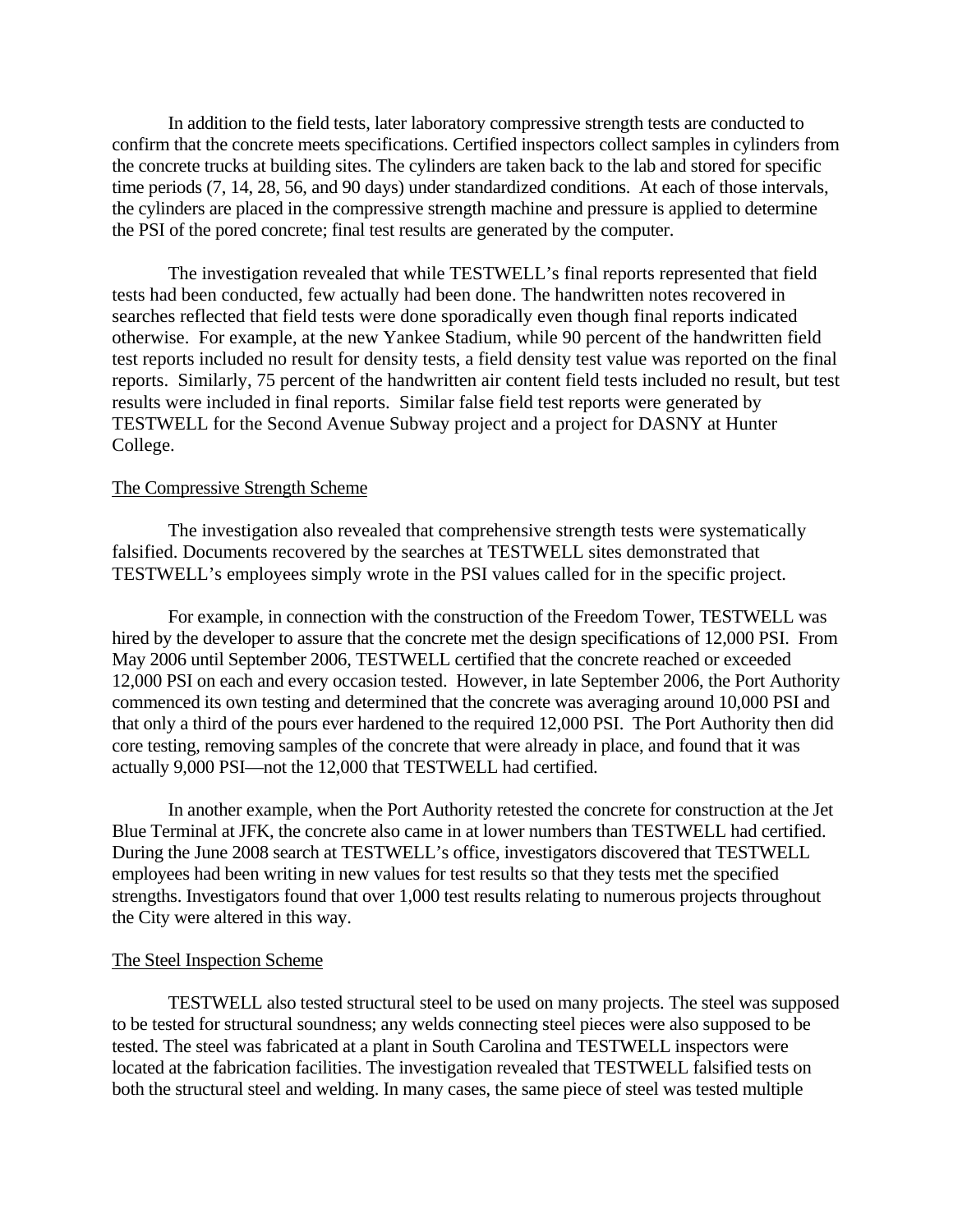In addition to the field tests, later laboratory compressive strength tests are conducted to confirm that the concrete meets specifications. Certified inspectors collect samples in cylinders from the concrete trucks at building sites. The cylinders are taken back to the lab and stored for specific time periods (7, 14, 28, 56, and 90 days) under standardized conditions. At each of those intervals, the cylinders are placed in the compressive strength machine and pressure is applied to determine the PSI of the pored concrete; final test results are generated by the computer.

The investigation revealed that while TESTWELL's final reports represented that field tests had been conducted, few actually had been done. The handwritten notes recovered in searches reflected that field tests were done sporadically even though final reports indicated otherwise. For example, at the new Yankee Stadium, while 90 percent of the handwritten field test reports included no result for density tests, a field density test value was reported on the final reports. Similarly, 75 percent of the handwritten air content field tests included no result, but test results were included in final reports. Similar false field test reports were generated by TESTWELL for the Second Avenue Subway project and a project for DASNY at Hunter College.

<u>The Compressive Strength Scheme</u>

The investigation also revealed that comprehensive strength tests were systematically falsified. Documents recovered by the searches at TESTWELL sites demonstrated that TESTWELL's employees simply wrote in the PSI values called for in the specific project.

For example, in connection with the construction of the Freedom Tower, TESTWELL was hired by the developer to assure that the concrete met the design specifications of 12,000 PSI. From May 2006 until September 2006, TESTWELL certified that the concrete reached or exceeded 12,000 PSI on each and every occasion tested. However, in late September 2006, the Port Authority commenced its own testing and determined that the concrete was averaging around 10,000 PSI and that only a third of the pours ever hardened to the required 12,000 PSI. The Port Authority then did core testing, removing samples of the concrete that were already in place, and found that it was actually 9,000 PSI—not the 12,000 that TESTWELL had certified.

In another example, when the Port Authority retested the concrete for construction at the Jet Blue Terminal at JFK, the concrete also came in at lower numbers than TESTWELL had certified. During the June 2008 search at TESTWELL's office, investigators discovered that TESTWELL employees had been writing in new values for test results so that they tests met the specified strengths. Investigators found that over 1,000 test results relating to numerous projects throughout the City were altered in this way.

<u>The Steel Inspection Scheme</u>

TESTWELL also tested structural steel to be used on many projects. The steel was supposed to be tested for structural soundness; any welds connecting steel pieces were also supposed to be tested. The steel was fabricated at a plant in South Carolina and TESTWELL inspectors were located at the fabrication facilities. The investigation revealed that TESTWELL falsified tests on both the structural steel and welding. In many cases, the same piece of steel was tested multiple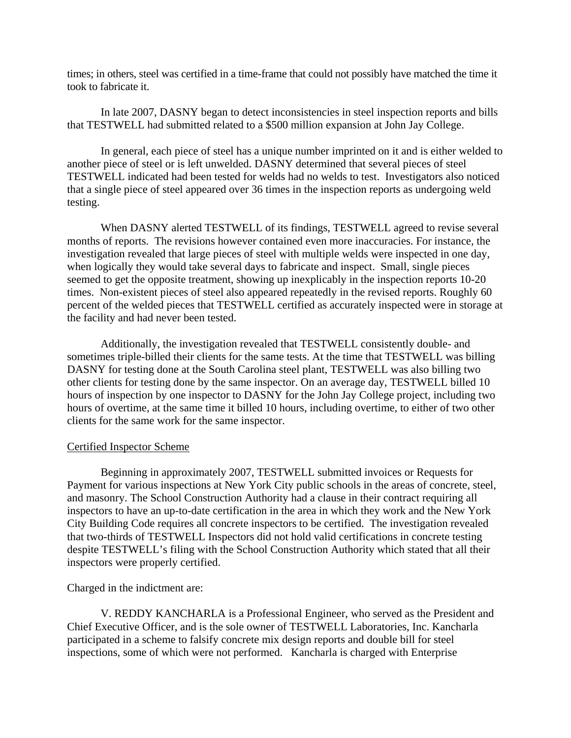times; in others, steel was certified in a time-frame that could not possibly have matched the time it took to fabricate it.

In late 2007, DASNY began to detect inconsistencies in steel inspection reports and bills that TESTWELL had submitted related to a $500 million expansion at John Jay College.

In general, each piece of steel has a unique number imprinted on it and is either welded to another piece of steel or is left unwelded. DASNY determined that several pieces of steel TESTWELL indicated had been tested for welds had no welds to test. Investigators also noticed that a single piece of steel appeared over 36 times in the inspection reports as undergoing weld testing.

When DASNY alerted TESTWELL of its findings, TESTWELL agreed to revise several months of reports. The revisions however contained even more inaccuracies. For instance, the investigation revealed that large pieces of steel with multiple welds were inspected in one day, when logically they would take several days to fabricate and inspect. Small, single pieces seemed to get the opposite treatment, showing up inexplicably in the inspection reports 10-20 times. Non-existent pieces of steel also appeared repeatedly in the revised reports. Roughly 60 percent of the welded pieces that TESTWELL certified as accurately inspected were in storage at the facility and had never been tested.

Additionally, the investigation revealed that TESTWELL consistently double- and sometimes triple-billed their clients for the same tests. At the time that TESTWELL was billing DASNY for testing done at the South Carolina steel plant, TESTWELL was also billing two other clients for testing done by the same inspector. On an average day, TESTWELL billed 10 hours of inspection by one inspector to DASNY for the John Jay College project, including two hours of overtime, at the same time it billed 10 hours, including overtime, to either of two other clients for the same work for the same inspector.

<u>Certified Inspector Scheme</u>

Beginning in approximately 2007, TESTWELL submitted invoices or Requests for Payment for various inspections at New York City public schools in the areas of concrete, steel, and masonry. The School Construction Authority had a clause in their contract requiring all inspectors to have an up-to-date certification in the area in which they work and the New York City Building Code requires all concrete inspectors to be certified. The investigation revealed that two-thirds of TESTWELL Inspectors did not hold valid certifications in concrete testing despite TESTWELL's filing with the School Construction Authority which stated that all their inspectors were properly certified.

Charged in the indictment are:

V. REDDY KANCHARLA is a Professional Engineer, who served as the President and Chief Executive Officer, and is the sole owner of TESTWELL Laboratories, Inc. Kancharla participated in a scheme to falsify concrete mix design reports and double bill for steel inspections, some of which were not performed. Kancharla is charged with Enterprise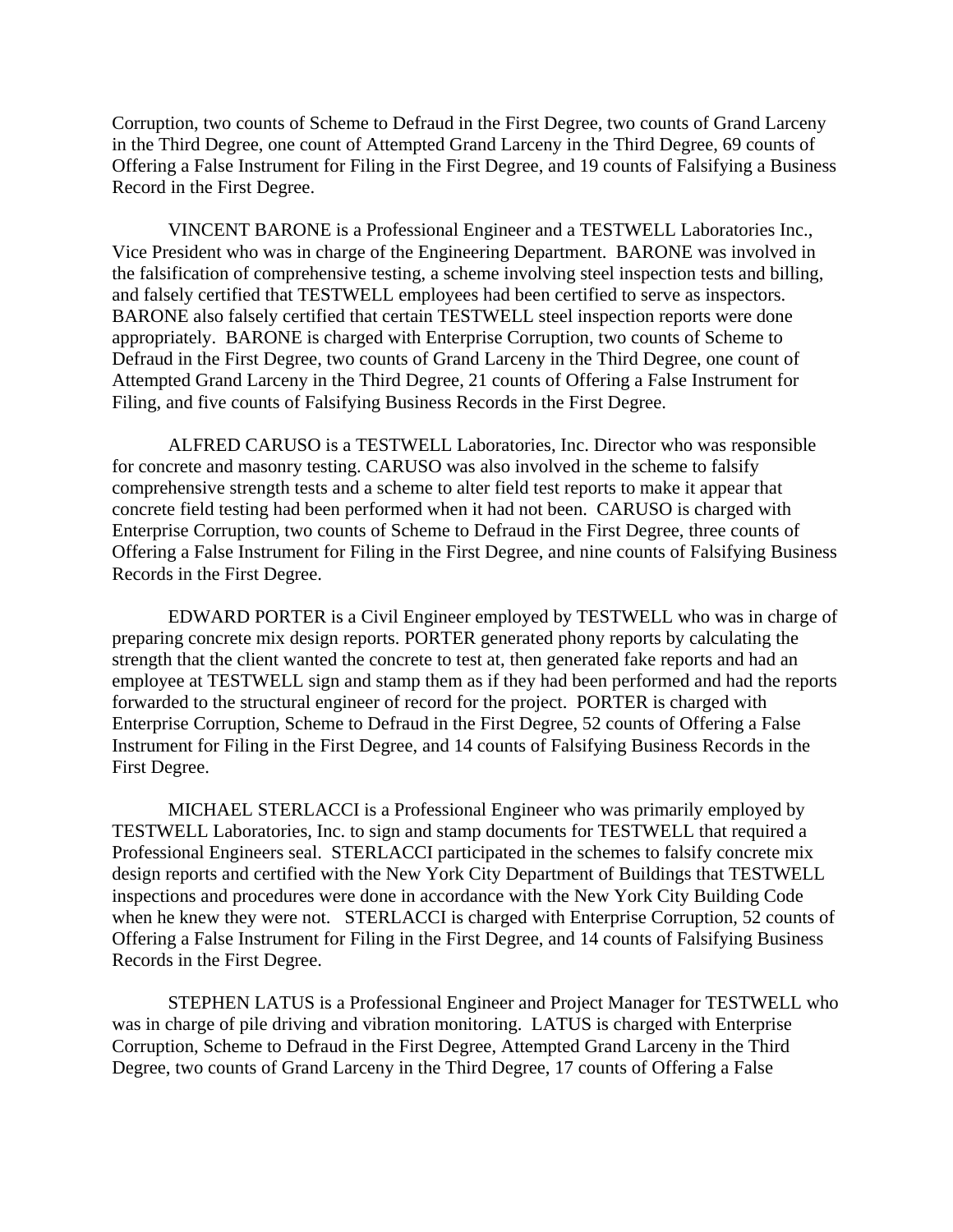Corruption, two counts of Scheme to Defraud in the First Degree, two counts of Grand Larceny in the Third Degree, one count of Attempted Grand Larceny in the Third Degree, 69 counts of Offering a False Instrument for Filing in the First Degree, and 19 counts of Falsifying a Business Record in the First Degree.

VINCENT BARONE is a Professional Engineer and a TESTWELL Laboratories Inc., Vice President who was in charge of the Engineering Department. BARONE was involved in the falsification of comprehensive testing, a scheme involving steel inspection tests and billing, and falsely certified that TESTWELL employees had been certified to serve as inspectors. BARONE also falsely certified that certain TESTWELL steel inspection reports were done appropriately. BARONE is charged with Enterprise Corruption, two counts of Scheme to Defraud in the First Degree, two counts of Grand Larceny in the Third Degree, one count of Attempted Grand Larceny in the Third Degree, 21 counts of Offering a False Instrument for Filing, and five counts of Falsifying Business Records in the First Degree.

ALFRED CARUSO is a TESTWELL Laboratories, Inc. Director who was responsible for concrete and masonry testing. CARUSO was also involved in the scheme to falsify comprehensive strength tests and a scheme to alter field test reports to make it appear that concrete field testing had been performed when it had not been. CARUSO is charged with Enterprise Corruption, two counts of Scheme to Defraud in the First Degree, three counts of Offering a False Instrument for Filing in the First Degree, and nine counts of Falsifying Business Records in the First Degree.

EDWARD PORTER is a Civil Engineer employed by TESTWELL who was in charge of preparing concrete mix design reports. PORTER generated phony reports by calculating the strength that the client wanted the concrete to test at, then generated fake reports and had an employee at TESTWELL sign and stamp them as if they had been performed and had the reports forwarded to the structural engineer of record for the project. PORTER is charged with Enterprise Corruption, Scheme to Defraud in the First Degree, 52 counts of Offering a False Instrument for Filing in the First Degree, and 14 counts of Falsifying Business Records in the First Degree.

MICHAEL STERLACCI is a Professional Engineer who was primarily employed by TESTWELL Laboratories, Inc. to sign and stamp documents for TESTWELL that required a Professional Engineers seal. STERLACCI participated in the schemes to falsify concrete mix design reports and certified with the New York City Department of Buildings that TESTWELL inspections and procedures were done in accordance with the New York City Building Code when he knew they were not. STERLACCI is charged with Enterprise Corruption, 52 counts of Offering a False Instrument for Filing in the First Degree, and 14 counts of Falsifying Business Records in the First Degree.

STEPHEN LATUS is a Professional Engineer and Project Manager for TESTWELL who was in charge of pile driving and vibration monitoring. LATUS is charged with Enterprise Corruption, Scheme to Defraud in the First Degree, Attempted Grand Larceny in the Third Degree, two counts of Grand Larceny in the Third Degree, 17 counts of Offering a False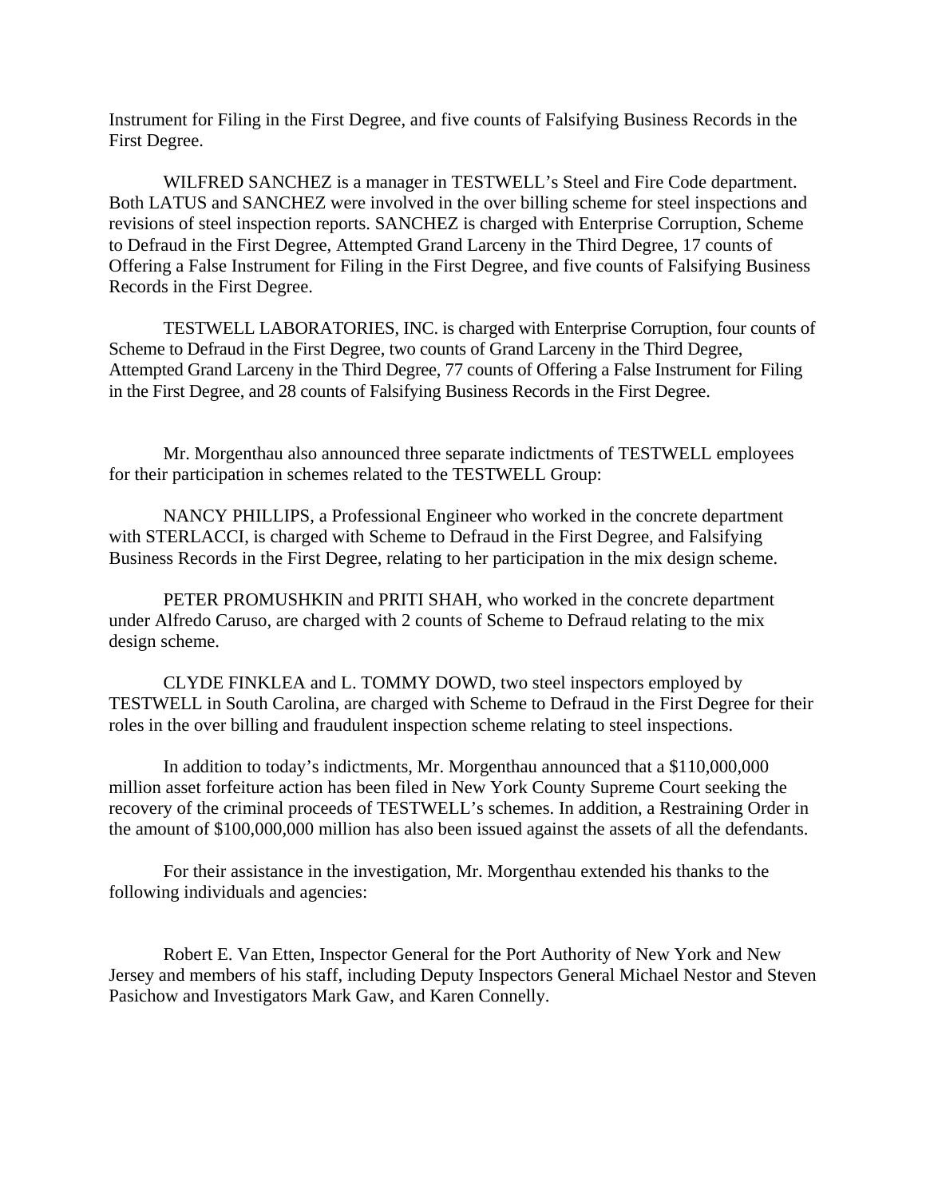Instrument for Filing in the First Degree, and five counts of Falsifying Business Records in the First Degree.

WILFRED SANCHEZ is a manager in TESTWELL's Steel and Fire Code department. Both LATUS and SANCHEZ were involved in the over billing scheme for steel inspections and revisions of steel inspection reports. SANCHEZ is charged with Enterprise Corruption, Scheme to Defraud in the First Degree, Attempted Grand Larceny in the Third Degree, 17 counts of Offering a False Instrument for Filing in the First Degree, and five counts of Falsifying Business Records in the First Degree.

TESTWELL LABORATORIES, INC. is charged with Enterprise Corruption, four counts of Scheme to Defraud in the First Degree, two counts of Grand Larceny in the Third Degree, Attempted Grand Larceny in the Third Degree, 77 counts of Offering a False Instrument for Filing in the First Degree, and 28 counts of Falsifying Business Records in the First Degree.

Mr. Morgenthau also announced three separate indictments of TESTWELL employees for their participation in schemes related to the TESTWELL Group:

NANCY PHILLIPS, a Professional Engineer who worked in the concrete department with STERLACCI, is charged with Scheme to Defraud in the First Degree, and Falsifying Business Records in the First Degree, relating to her participation in the mix design scheme.

PETER PROMUSHKIN and PRITI SHAH, who worked in the concrete department under Alfredo Caruso, are charged with 2 counts of Scheme to Defraud relating to the mix design scheme.

CLYDE FINKLEA and L. TOMMY DOWD, two steel inspectors employed by TESTWELL in South Carolina, are charged with Scheme to Defraud in the First Degree for their roles in the over billing and fraudulent inspection scheme relating to steel inspections.

In addition to today's indictments, Mr. Morgenthau announced that a $110,000,000 million asset forfeiture action has been filed in New York County Supreme Court seeking the recovery of the criminal proceeds of TESTWELL's schemes. In addition, a Restraining Order in the amount of $100,000,000 million has also been issued against the assets of all the defendants.

For their assistance in the investigation, Mr. Morgenthau extended his thanks to the following individuals and agencies:

Robert E. Van Etten, Inspector General for the Port Authority of New York and New Jersey and members of his staff, including Deputy Inspectors General Michael Nestor and Steven Pasichow and Investigators Mark Gaw, and Karen Connelly.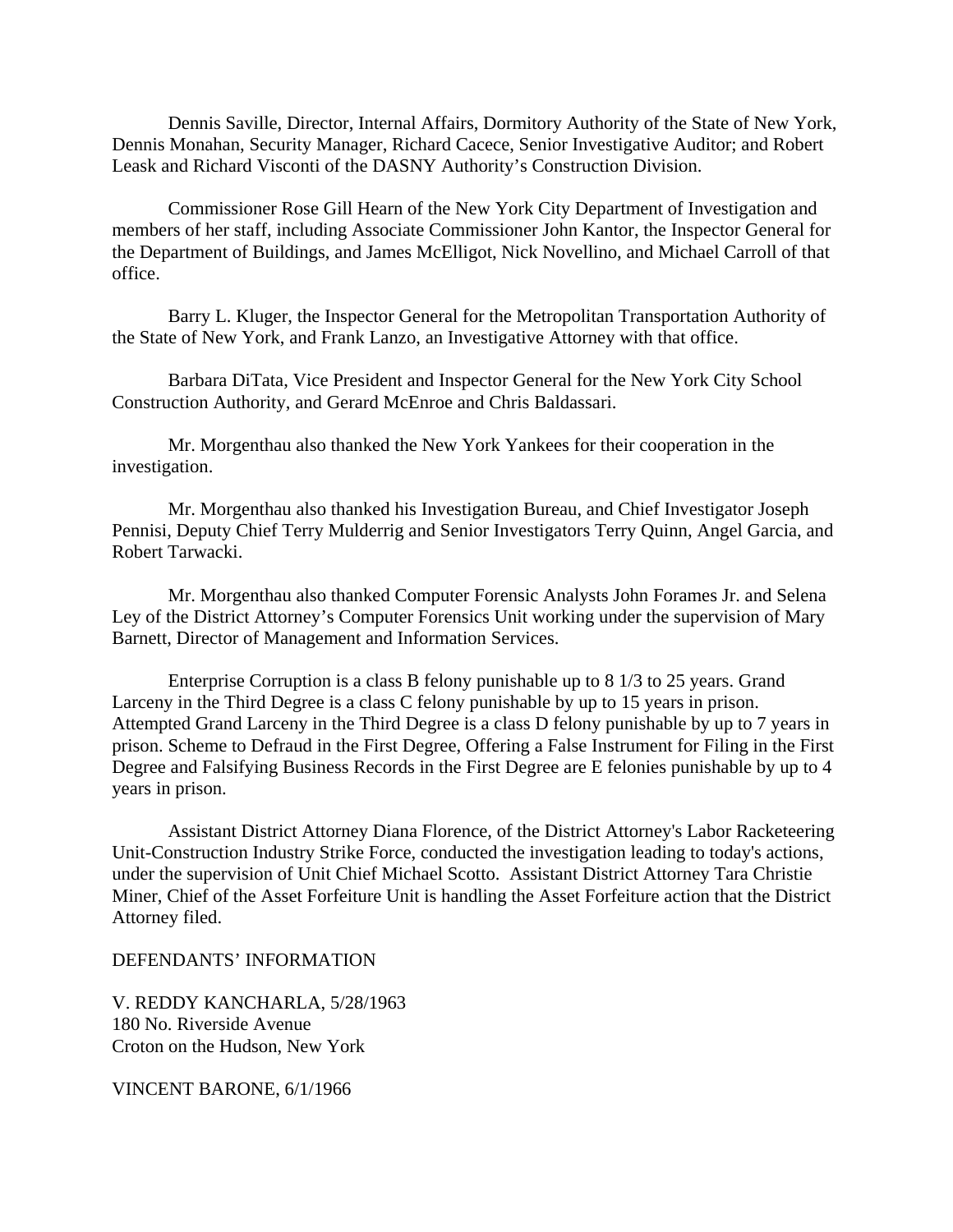Dennis Saville, Director, Internal Affairs, Dormitory Authority of the State of New York, Dennis Monahan, Security Manager, Richard Cacece, Senior Investigative Auditor; and Robert Leask and Richard Visconti of the DASNY Authority's Construction Division.

Commissioner Rose Gill Hearn of the New York City Department of Investigation and members of her staff, including Associate Commissioner John Kantor, the Inspector General for the Department of Buildings, and James McElligot, Nick Novellino, and Michael Carroll of that office.

Barry L. Kluger, the Inspector General for the Metropolitan Transportation Authority of the State of New York, and Frank Lanzo, an Investigative Attorney with that office.

Barbara DiTata, Vice President and Inspector General for the New York City School Construction Authority, and Gerard McEnroe and Chris Baldassari.

Mr. Morgenthau also thanked the New York Yankees for their cooperation in the investigation.

Mr. Morgenthau also thanked his Investigation Bureau, and Chief Investigator Joseph Pennisi, Deputy Chief Terry Mulderrig and Senior Investigators Terry Quinn, Angel Garcia, and Robert Tarwacki.

Mr. Morgenthau also thanked Computer Forensic Analysts John Forames Jr. and Selena Ley of the District Attorney's Computer Forensics Unit working under the supervision of Mary Barnett, Director of Management and Information Services.

Enterprise Corruption is a class B felony punishable up to 8 1/3 to 25 years. Grand Larceny in the Third Degree is a class C felony punishable by up to 15 years in prison. Attempted Grand Larceny in the Third Degree is a class D felony punishable by up to 7 years in prison. Scheme to Defraud in the First Degree, Offering a False Instrument for Filing in the First Degree and Falsifying Business Records in the First Degree are E felonies punishable by up to 4 years in prison.

Assistant District Attorney Diana Florence, of the District Attorney's Labor Racketeering Unit-Construction Industry Strike Force, conducted the investigation leading to today's actions, under the supervision of Unit Chief Michael Scotto. Assistant District Attorney Tara Christie Miner, Chief of the Asset Forfeiture Unit is handling the Asset Forfeiture action that the District Attorney filed.

DEFENDANTS' INFORMATION

V. REDDY KANCHARLA, 5/28/1963
180 No. Riverside Avenue
Croton on the Hudson, New York

VINCENT BARONE, 6/1/1966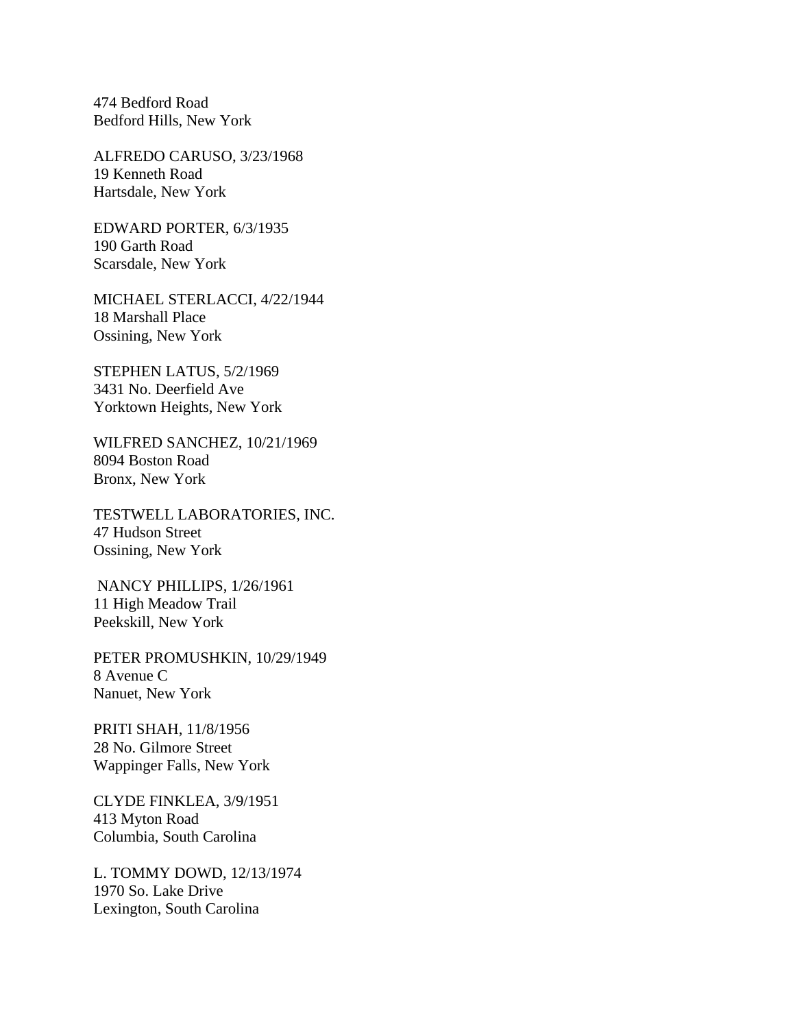474 Bedford Road
Bedford Hills, New York

ALFREDO CARUSO, 3/23/1968
19 Kenneth Road
Hartsdale, New York

EDWARD PORTER, 6/3/1935
190 Garth Road
Scarsdale, New York

MICHAEL STERLACCI, 4/22/1944
18 Marshall Place
Ossining, New York

STEPHEN LATUS, 5/2/1969
3431 No. Deerfield Ave
Yorktown Heights, New York

WILFRED SANCHEZ, 10/21/1969
8094 Boston Road
Bronx, New York

TESTWELL LABORATORIES, INC.
47 Hudson Street
Ossining, New York

NANCY PHILLIPS, 1/26/1961
11 High Meadow Trail
Peekskill, New York

PETER PROMUSHKIN, 10/29/1949
8 Avenue C
Nanuet, New York

PRITI SHAH, 11/8/1956
28 No. Gilmore Street
Wappinger Falls, New York

CLYDE FINKLEA, 3/9/1951
413 Myton Road
Columbia, South Carolina

L. TOMMY DOWD, 12/13/1974
1970 So. Lake Drive
Lexington, South Carolina